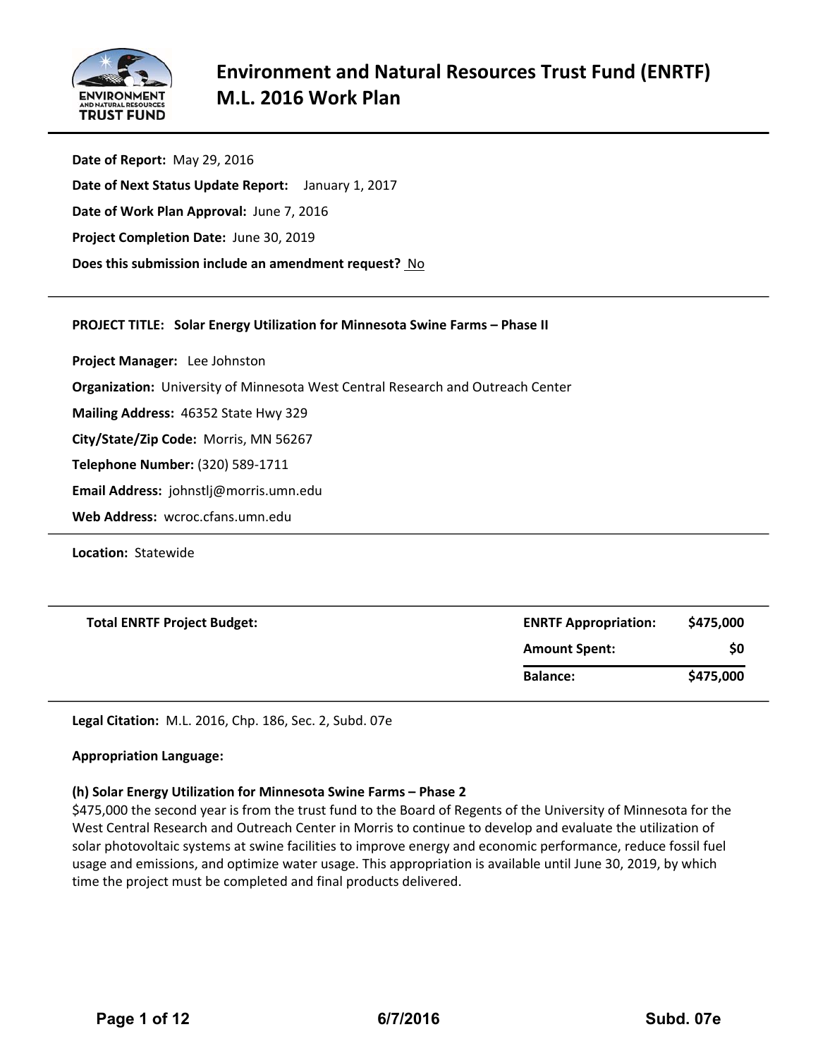# Environment and Natural Resources Trust Fund (ENRTF) M.L. 2016 Work Plan

**Date of Report:** May 29, 2016

**Date of Next Status Update Report:** January 1, 2017

**Date of Work Plan Approval:** June 7, 2016

**Project Completion Date:** June 30, 2019

**Does this submission include an amendment request?** No

---

**PROJECT TITLE: Solar Energy Utilization for Minnesota Swine Farms – Phase II**

**Project Manager:** Lee Johnston

**Organization:** University of Minnesota West Central Research and Outreach Center

**Mailing Address:** 46352 State Hwy 329

**City/State/Zip Code:** Morris, MN 56267

**Telephone Number:** (320) 589-1711

**Email Address:** johnstlj@morris.umn.edu

**Web Address:** wcroc.cfans.umn.edu

---

**Location:** Statewide

---

| Total ENRTF Project Budget: | ENRTF Appropriation: | $475,000 |
|---|---|---|
| | **Amount Spent:** | **$0** |
| | **Balance:** | **$475,000** |

---

**Legal Citation:** M.L. 2016, Chp. 186, Sec. 2, Subd. 07e

**Appropriation Language:**

**(h) Solar Energy Utilization for Minnesota Swine Farms – Phase 2**
$475,000 the second year is from the trust fund to the Board of Regents of the University of Minnesota for the West Central Research and Outreach Center in Morris to continue to develop and evaluate the utilization of solar photovoltaic systems at swine facilities to improve energy and economic performance, reduce fossil fuel usage and emissions, and optimize water usage. This appropriation is available until June 30, 2019, by which time the project must be completed and final products delivered.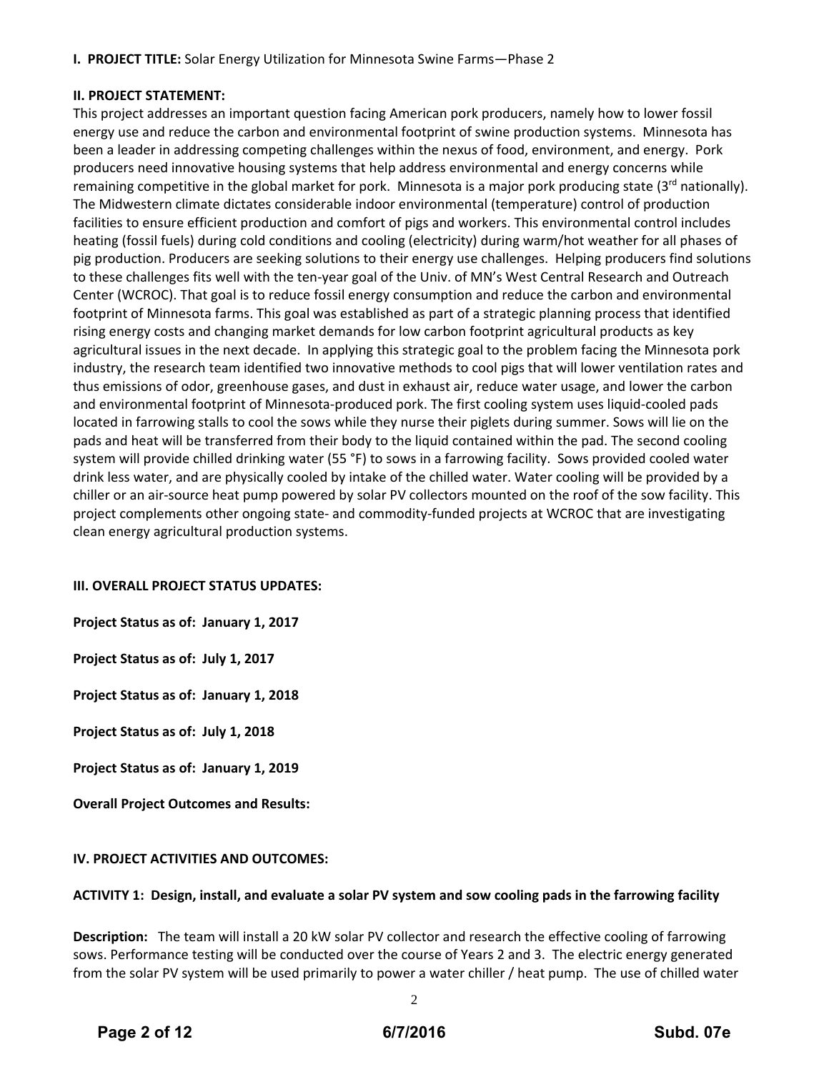**I. PROJECT TITLE:** Solar Energy Utilization for Minnesota Swine Farms—Phase 2

**II. PROJECT STATEMENT:**

This project addresses an important question facing American pork producers, namely how to lower fossil energy use and reduce the carbon and environmental footprint of swine production systems. Minnesota has been a leader in addressing competing challenges within the nexus of food, environment, and energy. Pork producers need innovative housing systems that help address environmental and energy concerns while remaining competitive in the global market for pork. Minnesota is a major pork producing state (3rd nationally). The Midwestern climate dictates considerable indoor environmental (temperature) control of production facilities to ensure efficient production and comfort of pigs and workers. This environmental control includes heating (fossil fuels) during cold conditions and cooling (electricity) during warm/hot weather for all phases of pig production. Producers are seeking solutions to their energy use challenges. Helping producers find solutions to these challenges fits well with the ten-year goal of the Univ. of MN's West Central Research and Outreach Center (WCROC). That goal is to reduce fossil energy consumption and reduce the carbon and environmental footprint of Minnesota farms. This goal was established as part of a strategic planning process that identified rising energy costs and changing market demands for low carbon footprint agricultural products as key agricultural issues in the next decade. In applying this strategic goal to the problem facing the Minnesota pork industry, the research team identified two innovative methods to cool pigs that will lower ventilation rates and thus emissions of odor, greenhouse gases, and dust in exhaust air, reduce water usage, and lower the carbon and environmental footprint of Minnesota-produced pork. The first cooling system uses liquid-cooled pads located in farrowing stalls to cool the sows while they nurse their piglets during summer. Sows will lie on the pads and heat will be transferred from their body to the liquid contained within the pad. The second cooling system will provide chilled drinking water (55 °F) to sows in a farrowing facility. Sows provided cooled water drink less water, and are physically cooled by intake of the chilled water. Water cooling will be provided by a chiller or an air-source heat pump powered by solar PV collectors mounted on the roof of the sow facility. This project complements other ongoing state- and commodity-funded projects at WCROC that are investigating clean energy agricultural production systems.

**III. OVERALL PROJECT STATUS UPDATES:**

**Project Status as of: January 1, 2017**

**Project Status as of: July 1, 2017**

**Project Status as of: January 1, 2018**

**Project Status as of: July 1, 2018**

**Project Status as of: January 1, 2019**

**Overall Project Outcomes and Results:**

**IV. PROJECT ACTIVITIES AND OUTCOMES:**

**ACTIVITY 1: Design, install, and evaluate a solar PV system and sow cooling pads in the farrowing facility**

**Description:** The team will install a 20 kW solar PV collector and research the effective cooling of farrowing sows. Performance testing will be conducted over the course of Years 2 and 3. The electric energy generated from the solar PV system will be used primarily to power a water chiller / heat pump. The use of chilled water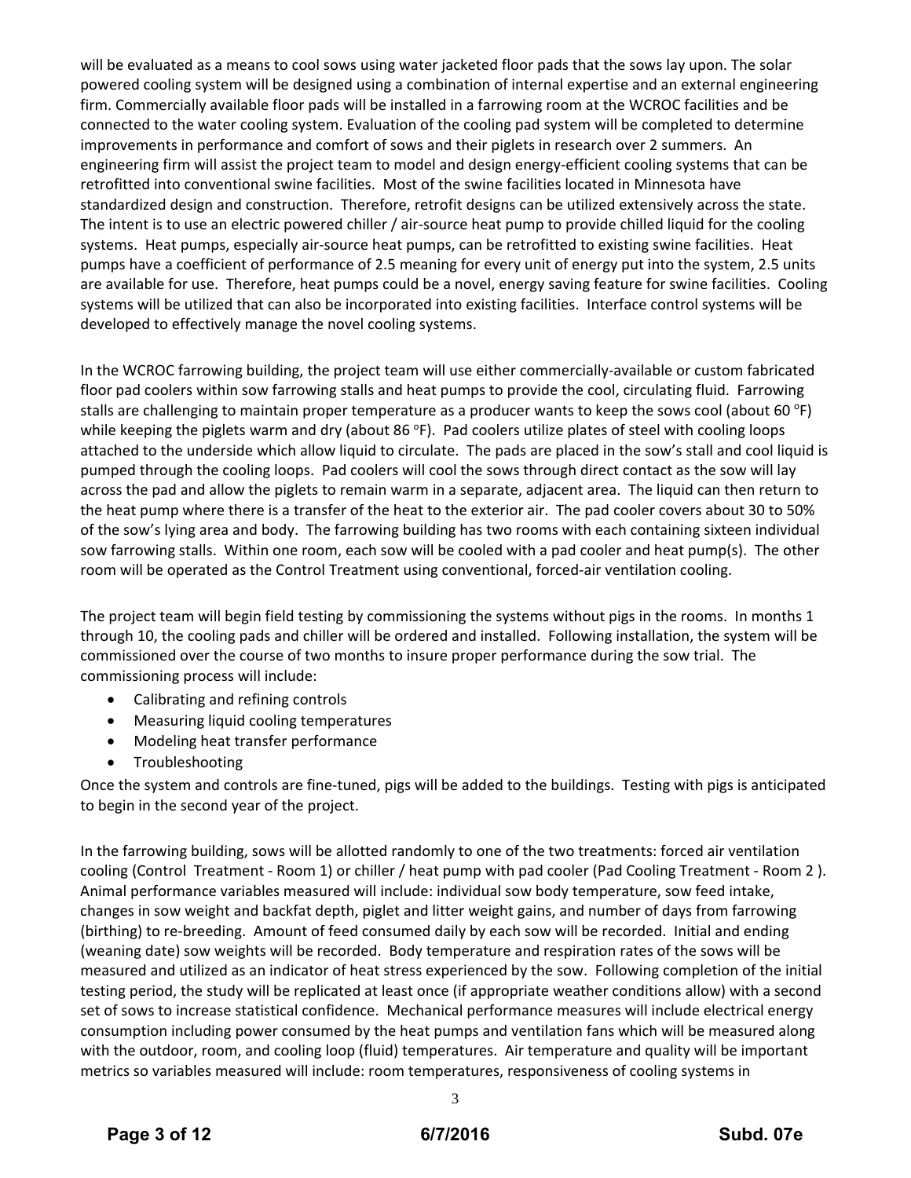will be evaluated as a means to cool sows using water jacketed floor pads that the sows lay upon. The solar powered cooling system will be designed using a combination of internal expertise and an external engineering firm. Commercially available floor pads will be installed in a farrowing room at the WCROC facilities and be connected to the water cooling system. Evaluation of the cooling pad system will be completed to determine improvements in performance and comfort of sows and their piglets in research over 2 summers. An engineering firm will assist the project team to model and design energy-efficient cooling systems that can be retrofitted into conventional swine facilities. Most of the swine facilities located in Minnesota have standardized design and construction. Therefore, retrofit designs can be utilized extensively across the state. The intent is to use an electric powered chiller / air-source heat pump to provide chilled liquid for the cooling systems. Heat pumps, especially air-source heat pumps, can be retrofitted to existing swine facilities. Heat pumps have a coefficient of performance of 2.5 meaning for every unit of energy put into the system, 2.5 units are available for use. Therefore, heat pumps could be a novel, energy saving feature for swine facilities. Cooling systems will be utilized that can also be incorporated into existing facilities. Interface control systems will be developed to effectively manage the novel cooling systems.

In the WCROC farrowing building, the project team will use either commercially-available or custom fabricated floor pad coolers within sow farrowing stalls and heat pumps to provide the cool, circulating fluid. Farrowing stalls are challenging to maintain proper temperature as a producer wants to keep the sows cool (about 60 °F) while keeping the piglets warm and dry (about 86 °F). Pad coolers utilize plates of steel with cooling loops attached to the underside which allow liquid to circulate. The pads are placed in the sow's stall and cool liquid is pumped through the cooling loops. Pad coolers will cool the sows through direct contact as the sow will lay across the pad and allow the piglets to remain warm in a separate, adjacent area. The liquid can then return to the heat pump where there is a transfer of the heat to the exterior air. The pad cooler covers about 30 to 50% of the sow's lying area and body. The farrowing building has two rooms with each containing sixteen individual sow farrowing stalls. Within one room, each sow will be cooled with a pad cooler and heat pump(s). The other room will be operated as the Control Treatment using conventional, forced-air ventilation cooling.

The project team will begin field testing by commissioning the systems without pigs in the rooms. In months 1 through 10, the cooling pads and chiller will be ordered and installed. Following installation, the system will be commissioned over the course of two months to insure proper performance during the sow trial. The commissioning process will include:

- Calibrating and refining controls
- Measuring liquid cooling temperatures
- Modeling heat transfer performance
- Troubleshooting

Once the system and controls are fine-tuned, pigs will be added to the buildings. Testing with pigs is anticipated to begin in the second year of the project.

In the farrowing building, sows will be allotted randomly to one of the two treatments: forced air ventilation cooling (Control Treatment - Room 1) or chiller / heat pump with pad cooler (Pad Cooling Treatment - Room 2 ). Animal performance variables measured will include: individual sow body temperature, sow feed intake, changes in sow weight and backfat depth, piglet and litter weight gains, and number of days from farrowing (birthing) to re-breeding. Amount of feed consumed daily by each sow will be recorded. Initial and ending (weaning date) sow weights will be recorded. Body temperature and respiration rates of the sows will be measured and utilized as an indicator of heat stress experienced by the sow. Following completion of the initial testing period, the study will be replicated at least once (if appropriate weather conditions allow) with a second set of sows to increase statistical confidence. Mechanical performance measures will include electrical energy consumption including power consumed by the heat pumps and ventilation fans which will be measured along with the outdoor, room, and cooling loop (fluid) temperatures. Air temperature and quality will be important metrics so variables measured will include: room temperatures, responsiveness of cooling systems in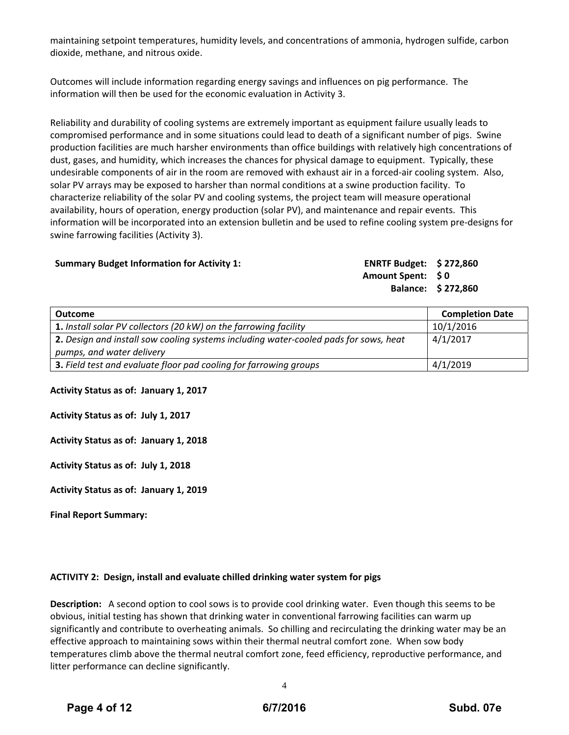maintaining setpoint temperatures, humidity levels, and concentrations of ammonia, hydrogen sulfide, carbon dioxide, methane, and nitrous oxide.

Outcomes will include information regarding energy savings and influences on pig performance. The information will then be used for the economic evaluation in Activity 3.

Reliability and durability of cooling systems are extremely important as equipment failure usually leads to compromised performance and in some situations could lead to death of a significant number of pigs. Swine production facilities are much harsher environments than office buildings with relatively high concentrations of dust, gases, and humidity, which increases the chances for physical damage to equipment. Typically, these undesirable components of air in the room are removed with exhaust air in a forced-air cooling system. Also, solar PV arrays may be exposed to harsher than normal conditions at a swine production facility. To characterize reliability of the solar PV and cooling systems, the project team will measure operational availability, hours of operation, energy production (solar PV), and maintenance and repair events. This information will be incorporated into an extension bulletin and be used to refine cooling system pre-designs for swine farrowing facilities (Activity 3).

**Summary Budget Information for Activity 1:**

**ENRTF Budget: $ 272,860**
**Amount Spent: $ 0**
**Balance: $ 272,860**

| Outcome | Completion Date |
|---|---|
| **1.** *Install solar PV collectors (20 kW) on the farrowing facility* | 10/1/2016 |
| **2.** *Design and install sow cooling systems including water-cooled pads for sows, heat pumps, and water delivery* | 4/1/2017 |
| **3.** *Field test and evaluate floor pad cooling for farrowing groups* | 4/1/2019 |

**Activity Status as of: January 1, 2017**

**Activity Status as of: July 1, 2017**

**Activity Status as of: January 1, 2018**

**Activity Status as of: July 1, 2018**

**Activity Status as of: January 1, 2019**

**Final Report Summary:**

**ACTIVITY 2: Design, install and evaluate chilled drinking water system for pigs**

**Description:** A second option to cool sows is to provide cool drinking water. Even though this seems to be obvious, initial testing has shown that drinking water in conventional farrowing facilities can warm up significantly and contribute to overheating animals. So chilling and recirculating the drinking water may be an effective approach to maintaining sows within their thermal neutral comfort zone. When sow body temperatures climb above the thermal neutral comfort zone, feed efficiency, reproductive performance, and litter performance can decline significantly.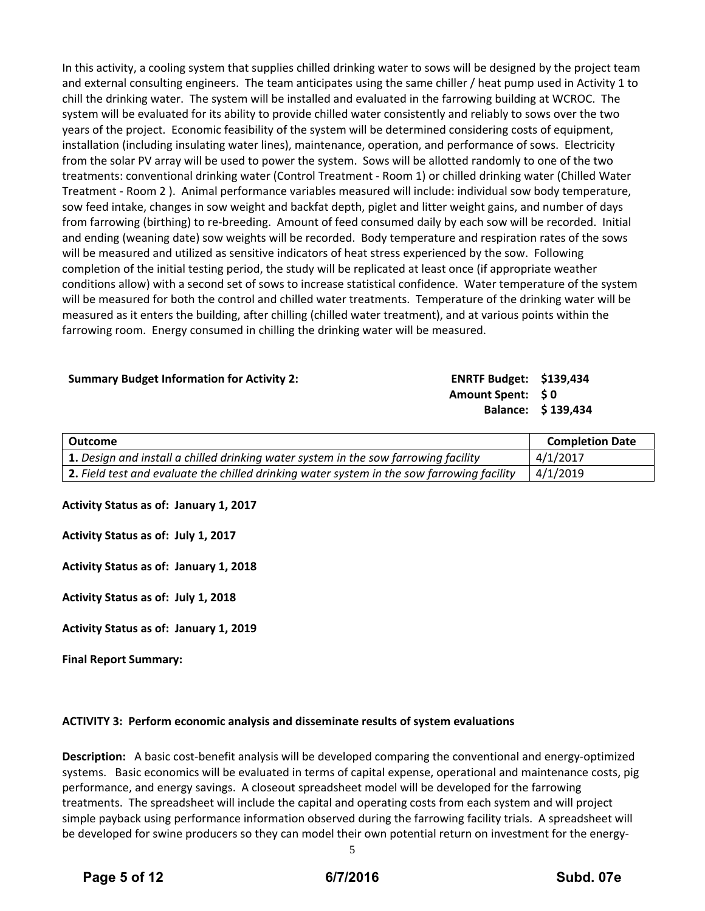In this activity, a cooling system that supplies chilled drinking water to sows will be designed by the project team and external consulting engineers. The team anticipates using the same chiller / heat pump used in Activity 1 to chill the drinking water. The system will be installed and evaluated in the farrowing building at WCROC. The system will be evaluated for its ability to provide chilled water consistently and reliably to sows over the two years of the project. Economic feasibility of the system will be determined considering costs of equipment, installation (including insulating water lines), maintenance, operation, and performance of sows. Electricity from the solar PV array will be used to power the system. Sows will be allotted randomly to one of the two treatments: conventional drinking water (Control Treatment - Room 1) or chilled drinking water (Chilled Water Treatment - Room 2 ). Animal performance variables measured will include: individual sow body temperature, sow feed intake, changes in sow weight and backfat depth, piglet and litter weight gains, and number of days from farrowing (birthing) to re-breeding. Amount of feed consumed daily by each sow will be recorded. Initial and ending (weaning date) sow weights will be recorded. Body temperature and respiration rates of the sows will be measured and utilized as sensitive indicators of heat stress experienced by the sow. Following completion of the initial testing period, the study will be replicated at least once (if appropriate weather conditions allow) with a second set of sows to increase statistical confidence. Water temperature of the system will be measured for both the control and chilled water treatments. Temperature of the drinking water will be measured as it enters the building, after chilling (chilled water treatment), and at various points within the farrowing room. Energy consumed in chilling the drinking water will be measured.

**Summary Budget Information for Activity 2:** **ENRTF Budget: $139,434**
**Amount Spent: $ 0**
**Balance: $ 139,434**

| Outcome | Completion Date |
|---|---|
| **1.** *Design and install a chilled drinking water system in the sow farrowing facility* | 4/1/2017 |
| **2.** *Field test and evaluate the chilled drinking water system in the sow farrowing facility* | 4/1/2019 |

**Activity Status as of: January 1, 2017**

**Activity Status as of: July 1, 2017**

**Activity Status as of: January 1, 2018**

**Activity Status as of: July 1, 2018**

**Activity Status as of: January 1, 2019**

**Final Report Summary:**

### ACTIVITY 3: Perform economic analysis and disseminate results of system evaluations

**Description:** A basic cost-benefit analysis will be developed comparing the conventional and energy-optimized systems. Basic economics will be evaluated in terms of capital expense, operational and maintenance costs, pig performance, and energy savings. A closeout spreadsheet model will be developed for the farrowing treatments. The spreadsheet will include the capital and operating costs from each system and will project simple payback using performance information observed during the farrowing facility trials. A spreadsheet will be developed for swine producers so they can model their own potential return on investment for the energy-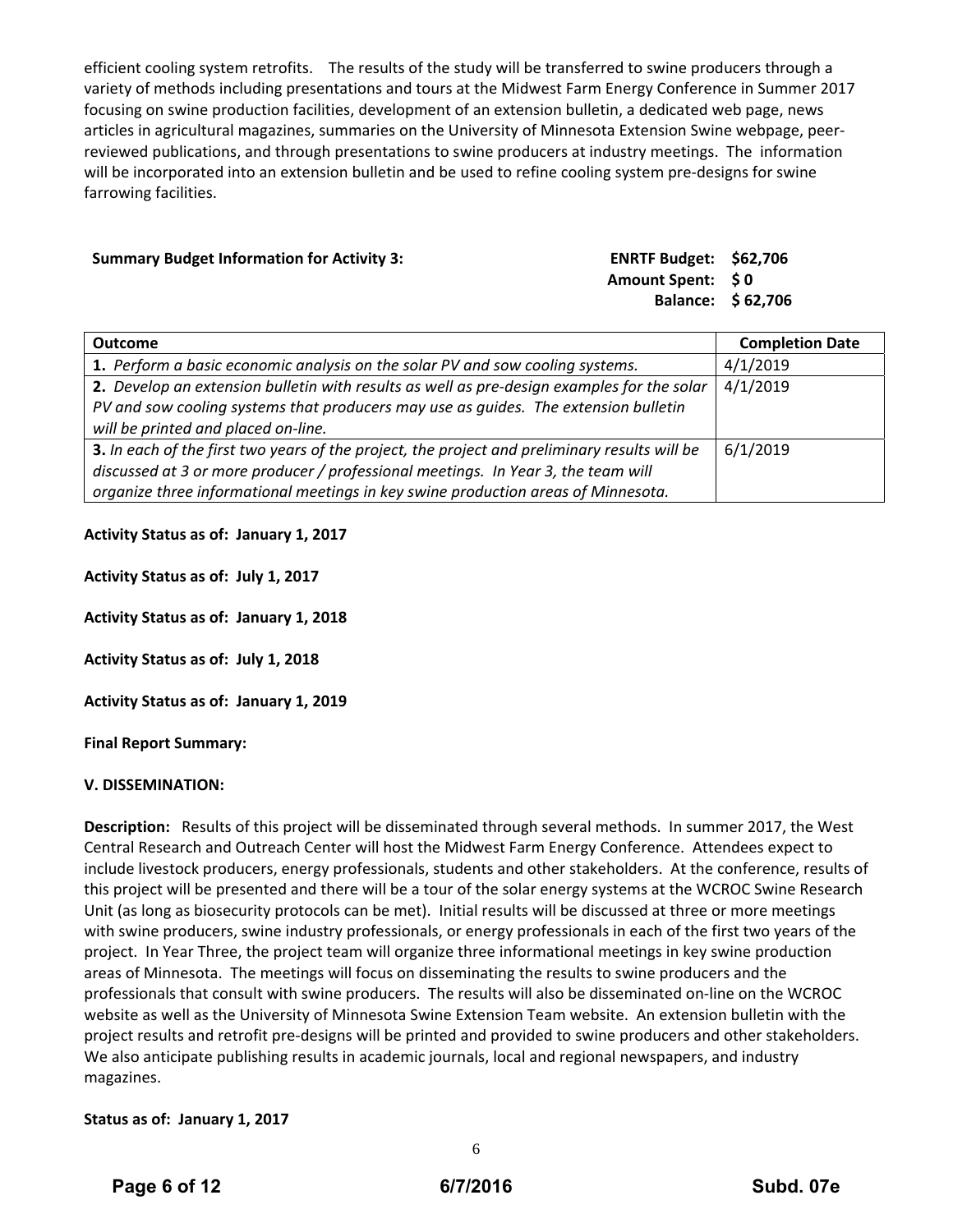efficient cooling system retrofits. The results of the study will be transferred to swine producers through a variety of methods including presentations and tours at the Midwest Farm Energy Conference in Summer 2017 focusing on swine production facilities, development of an extension bulletin, a dedicated web page, news articles in agricultural magazines, summaries on the University of Minnesota Extension Swine webpage, peer-reviewed publications, and through presentations to swine producers at industry meetings. The information will be incorporated into an extension bulletin and be used to refine cooling system pre-designs for swine farrowing facilities.

**Summary Budget Information for Activity 3:**

**ENRTF Budget: $62,706**
**Amount Spent: $ 0**
**Balance: $ 62,706**

| **Outcome** | **Completion Date** |
|---|---|
| **1.** *Perform a basic economic analysis on the solar PV and sow cooling systems.* | 4/1/2019 |
| **2.** *Develop an extension bulletin with results as well as pre-design examples for the solar PV and sow cooling systems that producers may use as guides. The extension bulletin will be printed and placed on-line.* | 4/1/2019 |
| **3.** *In each of the first two years of the project, the project and preliminary results will be discussed at 3 or more producer / professional meetings. In Year 3, the team will organize three informational meetings in key swine production areas of Minnesota.* | 6/1/2019 |

**Activity Status as of: January 1, 2017**

**Activity Status as of: July 1, 2017**

**Activity Status as of: January 1, 2018**

**Activity Status as of: July 1, 2018**

**Activity Status as of: January 1, 2019**

**Final Report Summary:**

**V. DISSEMINATION:**

**Description:** Results of this project will be disseminated through several methods. In summer 2017, the West Central Research and Outreach Center will host the Midwest Farm Energy Conference. Attendees expect to include livestock producers, energy professionals, students and other stakeholders. At the conference, results of this project will be presented and there will be a tour of the solar energy systems at the WCROC Swine Research Unit (as long as biosecurity protocols can be met). Initial results will be discussed at three or more meetings with swine producers, swine industry professionals, or energy professionals in each of the first two years of the project. In Year Three, the project team will organize three informational meetings in key swine production areas of Minnesota. The meetings will focus on disseminating the results to swine producers and the professionals that consult with swine producers. The results will also be disseminated on-line on the WCROC website as well as the University of Minnesota Swine Extension Team website. An extension bulletin with the project results and retrofit pre-designs will be printed and provided to swine producers and other stakeholders. We also anticipate publishing results in academic journals, local and regional newspapers, and industry magazines.

**Status as of: January 1, 2017**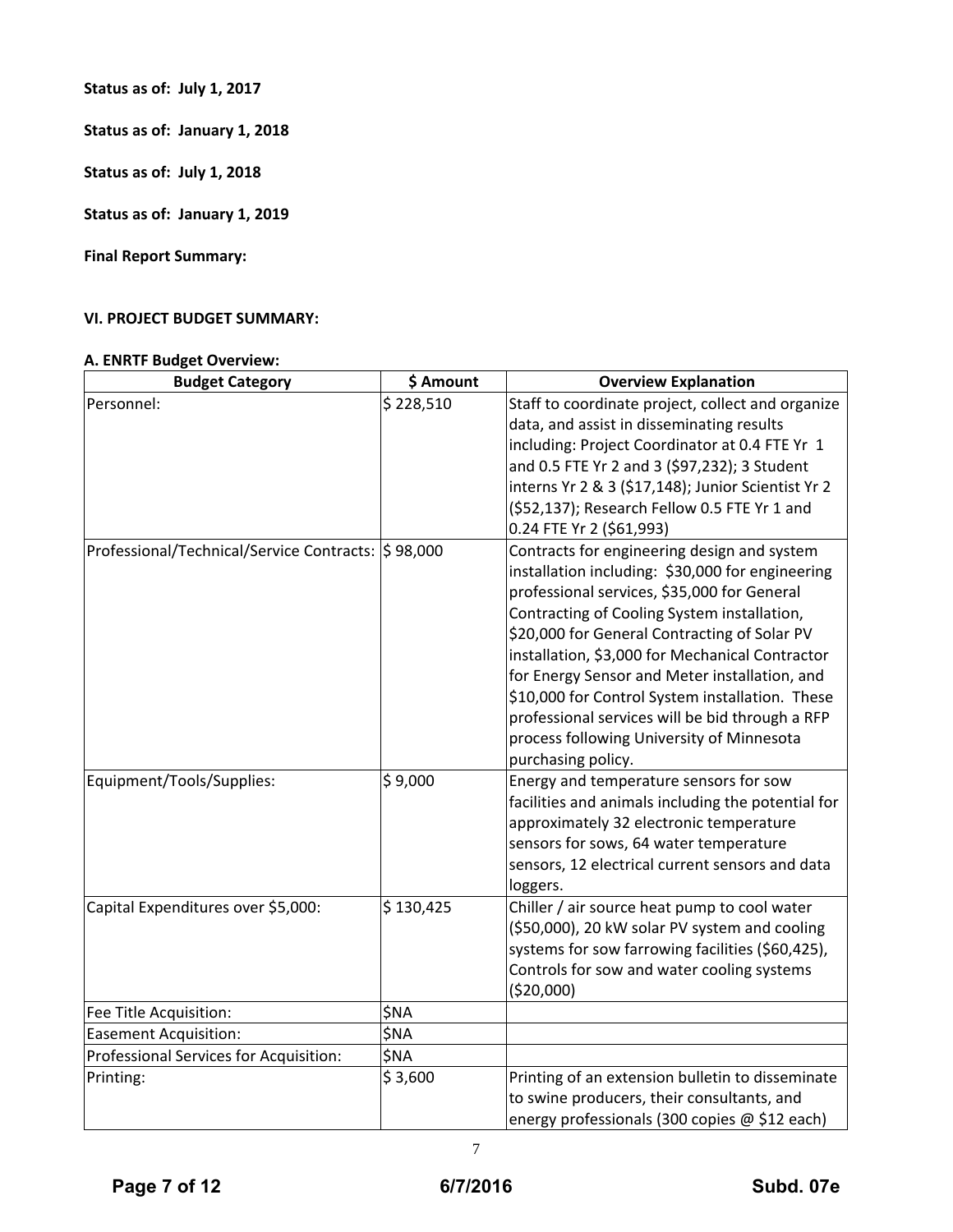**Status as of: July 1, 2017**

**Status as of: January 1, 2018**

**Status as of: July 1, 2018**

**Status as of: January 1, 2019**

**Final Report Summary:**

### VI. PROJECT BUDGET SUMMARY:

#### A. ENRTF Budget Overview:

| Budget Category | $ Amount | Overview Explanation |
|---|---|---|
| Personnel: | $ 228,510 | Staff to coordinate project, collect and organize data, and assist in disseminating results including: Project Coordinator at 0.4 FTE Yr 1 and 0.5 FTE Yr 2 and 3 ($97,232); 3 Student interns Yr 2 & 3 ($17,148); Junior Scientist Yr 2 ($52,137); Research Fellow 0.5 FTE Yr 1 and 0.24 FTE Yr 2 ($61,993) |
| Professional/Technical/Service Contracts: | $ 98,000 | Contracts for engineering design and system installation including: $30,000 for engineering professional services, $35,000 for General Contracting of Cooling System installation, $20,000 for General Contracting of Solar PV installation, $3,000 for Mechanical Contractor for Energy Sensor and Meter installation, and $10,000 for Control System installation. These professional services will be bid through a RFP process following University of Minnesota purchasing policy. |
| Equipment/Tools/Supplies: | $ 9,000 | Energy and temperature sensors for sow facilities and animals including the potential for approximately 32 electronic temperature sensors for sows, 64 water temperature sensors, 12 electrical current sensors and data loggers. |
| Capital Expenditures over $5,000: | $ 130,425 | Chiller / air source heat pump to cool water ($50,000), 20 kW solar PV system and cooling systems for sow farrowing facilities ($60,425), Controls for sow and water cooling systems ($20,000) |
| Fee Title Acquisition: | $NA | |
| Easement Acquisition: | $NA | |
| Professional Services for Acquisition: | $NA | |
| Printing: | $ 3,600 | Printing of an extension bulletin to disseminate to swine producers, their consultants, and energy professionals (300 copies @ $12 each) |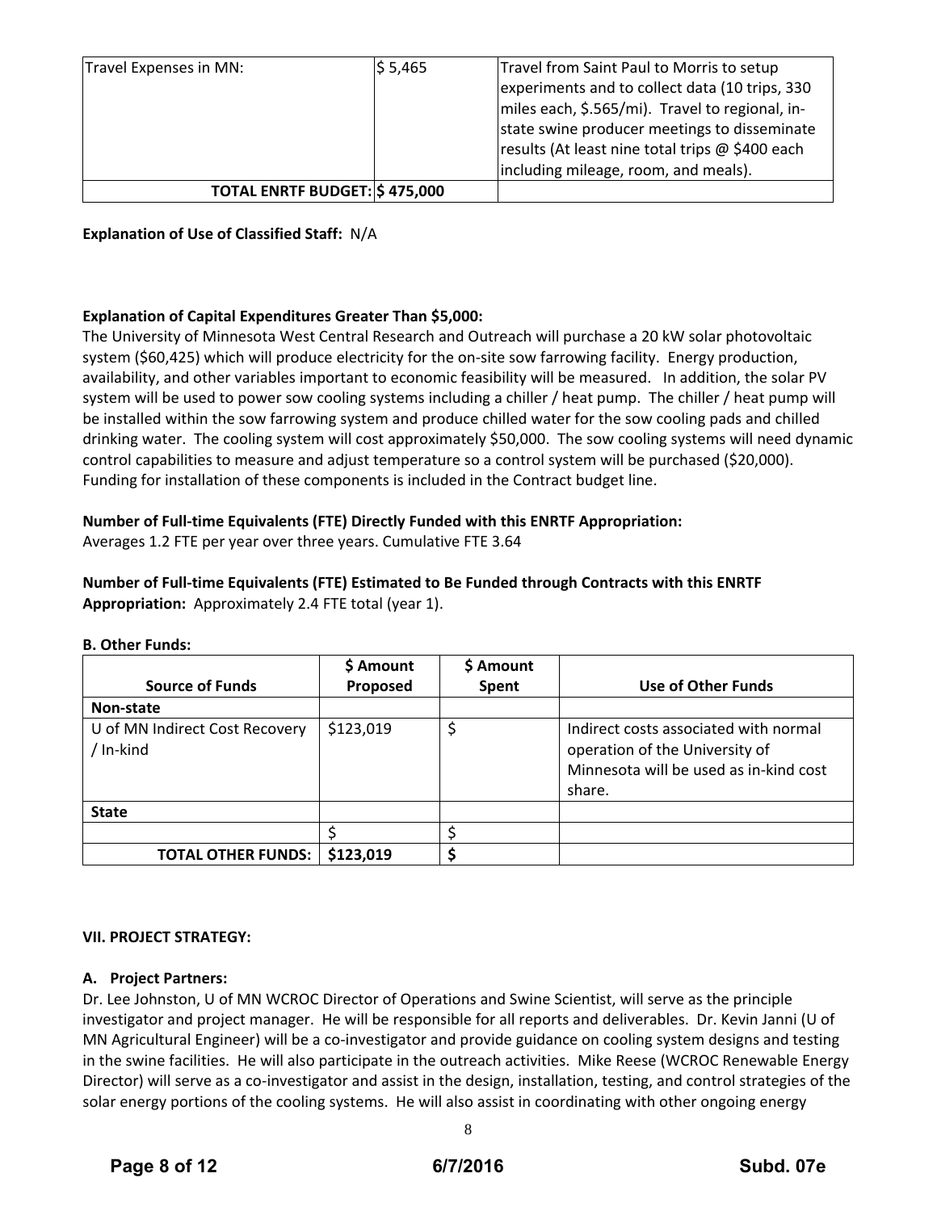| Travel Expenses in MN: | $ 5,465 | Travel from Saint Paul to Morris to setup experiments and to collect data (10 trips, 330 miles each, $.565/mi). Travel to regional, in-state swine producer meetings to disseminate results (At least nine total trips @ $400 each including mileage, room, and meals). |
|---|---|---|
| **TOTAL ENRTF BUDGET:** | **$ 475,000** | |

**Explanation of Use of Classified Staff:** N/A

**Explanation of Capital Expenditures Greater Than $5,000:**
The University of Minnesota West Central Research and Outreach will purchase a 20 kW solar photovoltaic system ($60,425) which will produce electricity for the on-site sow farrowing facility. Energy production, availability, and other variables important to economic feasibility will be measured. In addition, the solar PV system will be used to power sow cooling systems including a chiller / heat pump. The chiller / heat pump will be installed within the sow farrowing system and produce chilled water for the sow cooling pads and chilled drinking water. The cooling system will cost approximately $50,000. The sow cooling systems will need dynamic control capabilities to measure and adjust temperature so a control system will be purchased ($20,000). Funding for installation of these components is included in the Contract budget line.

**Number of Full-time Equivalents (FTE) Directly Funded with this ENRTF Appropriation:**
Averages 1.2 FTE per year over three years. Cumulative FTE 3.64

**Number of Full-time Equivalents (FTE) Estimated to Be Funded through Contracts with this ENRTF Appropriation:** Approximately 2.4 FTE total (year 1).

**B. Other Funds:**

| Source of Funds | $ Amount Proposed | $ Amount Spent | Use of Other Funds |
|---|---|---|---|
| **Non-state** | | | |
| U of MN Indirect Cost Recovery / In-kind | $123,019 | $ | Indirect costs associated with normal operation of the University of Minnesota will be used as in-kind cost share. |
| **State** | | | |
| | $ | $ | |
| **TOTAL OTHER FUNDS:** | **$123,019** | **$** | |

**VII. PROJECT STRATEGY:**

**A. Project Partners:**
Dr. Lee Johnston, U of MN WCROC Director of Operations and Swine Scientist, will serve as the principle investigator and project manager. He will be responsible for all reports and deliverables. Dr. Kevin Janni (U of MN Agricultural Engineer) will be a co-investigator and provide guidance on cooling system designs and testing in the swine facilities. He will also participate in the outreach activities. Mike Reese (WCROC Renewable Energy Director) will serve as a co-investigator and assist in the design, installation, testing, and control strategies of the solar energy portions of the cooling systems. He will also assist in coordinating with other ongoing energy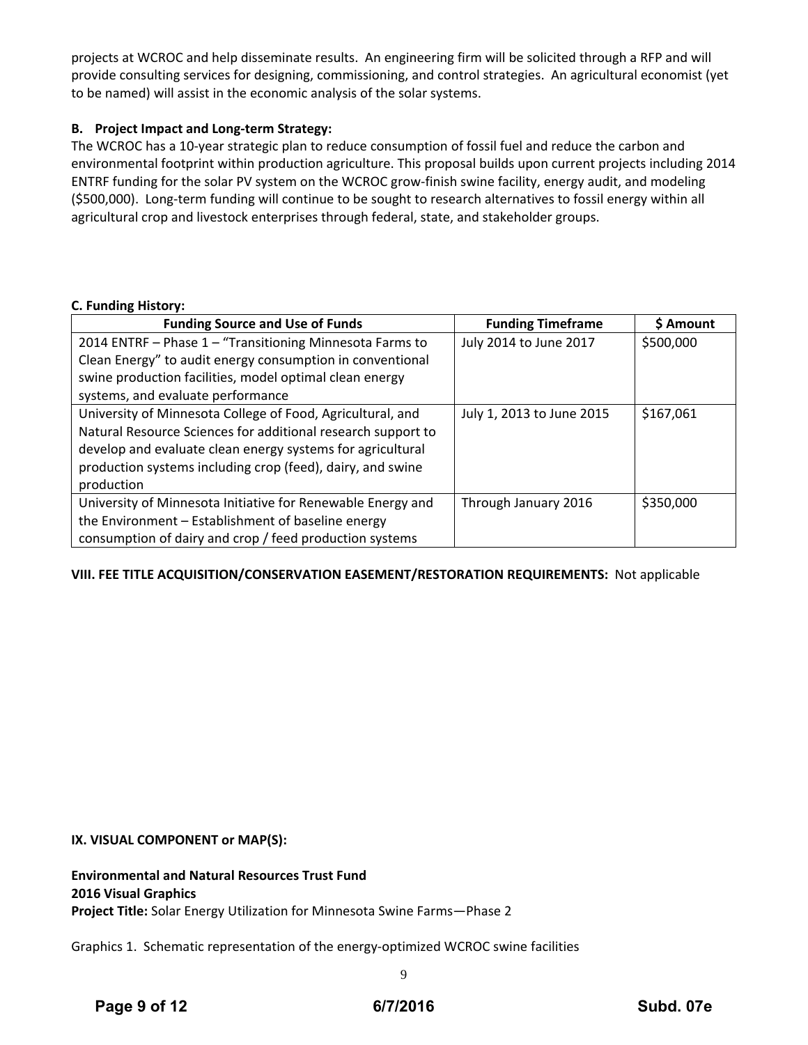projects at WCROC and help disseminate results. An engineering firm will be solicited through a RFP and will provide consulting services for designing, commissioning, and control strategies. An agricultural economist (yet to be named) will assist in the economic analysis of the solar systems.

**B. Project Impact and Long-term Strategy:**

The WCROC has a 10-year strategic plan to reduce consumption of fossil fuel and reduce the carbon and environmental footprint within production agriculture. This proposal builds upon current projects including 2014 ENTRF funding for the solar PV system on the WCROC grow-finish swine facility, energy audit, and modeling ($500,000). Long-term funding will continue to be sought to research alternatives to fossil energy within all agricultural crop and livestock enterprises through federal, state, and stakeholder groups.

**C. Funding History:**

| Funding Source and Use of Funds | Funding Timeframe | $ Amount |
|---|---|---|
| 2014 ENTRF – Phase 1 – "Transitioning Minnesota Farms to Clean Energy" to audit energy consumption in conventional swine production facilities, model optimal clean energy systems, and evaluate performance | July 2014 to June 2017 | $500,000 |
| University of Minnesota College of Food, Agricultural, and Natural Resource Sciences for additional research support to develop and evaluate clean energy systems for agricultural production systems including crop (feed), dairy, and swine production | July 1, 2013 to June 2015 | $167,061 |
| University of Minnesota Initiative for Renewable Energy and the Environment – Establishment of baseline energy consumption of dairy and crop / feed production systems | Through January 2016 | $350,000 |

**VIII. FEE TITLE ACQUISITION/CONSERVATION EASEMENT/RESTORATION REQUIREMENTS:** Not applicable

**IX. VISUAL COMPONENT or MAP(S):**

**Environmental and Natural Resources Trust Fund**
**2016 Visual Graphics**
**Project Title:** Solar Energy Utilization for Minnesota Swine Farms—Phase 2

Graphics 1. Schematic representation of the energy-optimized WCROC swine facilities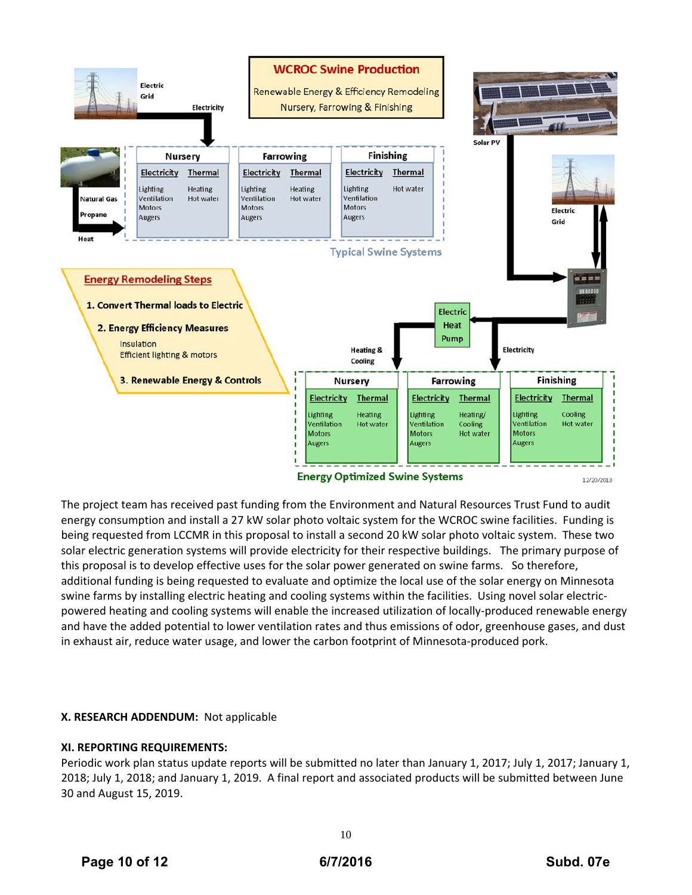WCROC Swine Production

Renewable Energy & Efficiency Remodeling
Nursery, Farrowing & Finishing

Electric Grid — Electricity

Natural Gas / Propane — Heat

| Nursery | | Farrowing | | Finishing | |
|---|---|---|---|---|---|
| Electricity | Thermal | Electricity | Thermal | Electricity | Thermal |
| Lighting, Ventilation, Motors, Augers | Heating, Hot water | Lighting, Ventilation, Motors, Augers | Heating, Hot water | Lighting, Ventilation, Motors, Augers | Hot water |

Typical Swine Systems

Solar PV

Electric Grid

**Energy Remodeling Steps**

1. Convert Thermal loads to Electric
2. Energy Efficiency Measures
   - Insulation
   - Efficient lighting & motors
3. Renewable Energy & Controls

Electric Heat Pump — Heating & Cooling

Electricity

| Nursery | | Farrowing | | Finishing | |
|---|---|---|---|---|---|
| Electricity | Thermal | Electricity | Thermal | Electricity | Thermal |
| Lighting, Ventilation, Motors, Augers | Heating, Hot water | Lighting, Ventilation, Motors, Augers | Heating/ Cooling, Hot water | Lighting, Ventilation, Motors, Augers | Cooling, Hot water |

Energy Optimized Swine Systems

12/20/2013

The project team has received past funding from the Environment and Natural Resources Trust Fund to audit energy consumption and install a 27 kW solar photo voltaic system for the WCROC swine facilities. Funding is being requested from LCCMR in this proposal to install a second 20 kW solar photo voltaic system. These two solar electric generation systems will provide electricity for their respective buildings. The primary purpose of this proposal is to develop effective uses for the solar power generated on swine farms. So therefore, additional funding is being requested to evaluate and optimize the local use of the solar energy on Minnesota swine farms by installing electric heating and cooling systems within the facilities. Using novel solar electric-powered heating and cooling systems will enable the increased utilization of locally-produced renewable energy and have the added potential to lower ventilation rates and thus emissions of odor, greenhouse gases, and dust in exhaust air, reduce water usage, and lower the carbon footprint of Minnesota-produced pork.

**X. RESEARCH ADDENDUM:** Not applicable

**XI. REPORTING REQUIREMENTS:**

Periodic work plan status update reports will be submitted no later than January 1, 2017; July 1, 2017; January 1, 2018; July 1, 2018; and January 1, 2019. A final report and associated products will be submitted between June 30 and August 15, 2019.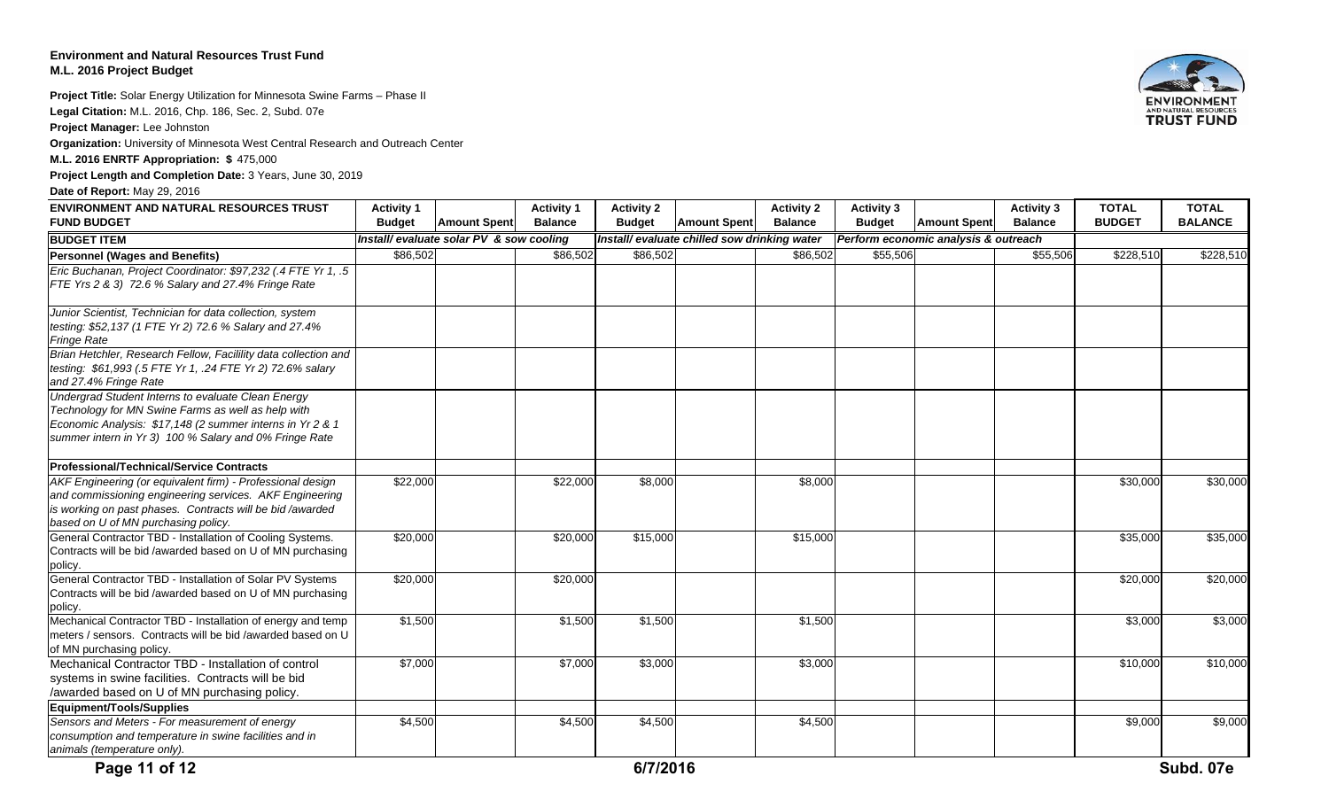**Environment and Natural Resources Trust Fund**
**M.L. 2016 Project Budget**

**Project Title:** Solar Energy Utilization for Minnesota Swine Farms – Phase II

**Legal Citation:** M.L. 2016, Chp. 186, Sec. 2, Subd. 07e

**Project Manager:** Lee Johnston

**Organization:** University of Minnesota West Central Research and Outreach Center

**M.L. 2016 ENRTF Appropriation: $** 475,000

**Project Length and Completion Date:** 3 Years, June 30, 2019

**Date of Report:** May 29, 2016

| ENVIRONMENT AND NATURAL RESOURCES TRUST FUND BUDGET | Activity 1 Budget | Amount Spent | Activity 1 Balance | Activity 2 Budget | Amount Spent | Activity 2 Balance | Activity 3 Budget | Amount Spent | Activity 3 Balance | TOTAL BUDGET | TOTAL BALANCE |
|---|---|---|---|---|---|---|---|---|---|---|---|
| **BUDGET ITEM** | *Install/ evaluate solar PV & sow cooling* | | | *Install/ evaluate chilled sow drinking water* | | | *Perform economic analysis & outreach* | | | | |
| **Personnel (Wages and Benefits)** | $86,502 | | $86,502 | $86,502 | | $86,502 | $55,506 | | $55,506 | $228,510 | $228,510 |
| *Eric Buchanan, Project Coordinator: $97,232 (.4 FTE Yr 1, .5 FTE Yrs 2 & 3) 72.6 % Salary and 27.4% Fringe Rate* | | | | | | | | | | | |
| *Junior Scientist, Technician for data collection, system testing: $52,137 (1 FTE Yr 2) 72.6 % Salary and 27.4% Fringe Rate* | | | | | | | | | | | |
| *Brian Hetchler, Research Fellow, Facilility data collection and testing: $61,993 (.5 FTE Yr 1, .24 FTE Yr 2) 72.6% salary and 27.4% Fringe Rate* | | | | | | | | | | | |
| *Undergrad Student Interns to evaluate Clean Energy Technology for MN Swine Farms as well as help with Economic Analysis: $17,148 (2 summer interns in Yr 2 & 1 summer intern in Yr 3) 100 % Salary and 0% Fringe Rate* | | | | | | | | | | | |
| **Professional/Technical/Service Contracts** | | | | | | | | | | | |
| *AKF Engineering (or equivalent firm) - Professional design and commissioning engineering services. AKF Engineering is working on past phases. Contracts will be bid /awarded based on U of MN purchasing policy.* | $22,000 | | $22,000 | $8,000 | | $8,000 | | | | $30,000 | $30,000 |
| General Contractor TBD - Installation of Cooling Systems. Contracts will be bid /awarded based on U of MN purchasing policy. | $20,000 | | $20,000 | $15,000 | | $15,000 | | | | $35,000 | $35,000 |
| General Contractor TBD - Installation of Solar PV Systems Contracts will be bid /awarded based on U of MN purchasing policy. | $20,000 | | $20,000 | | | | | | | $20,000 | $20,000 |
| Mechanical Contractor TBD - Installation of energy and temp meters / sensors. Contracts will be bid /awarded based on U of MN purchasing policy. | $1,500 | | $1,500 | $1,500 | | $1,500 | | | | $3,000 | $3,000 |
| Mechanical Contractor TBD - Installation of control systems in swine facilities. Contracts will be bid /awarded based on U of MN purchasing policy. | $7,000 | | $7,000 | $3,000 | | $3,000 | | | | $10,000 | $10,000 |
| **Equipment/Tools/Supplies** | | | | | | | | | | | |
| *Sensors and Meters - For measurement of energy consumption and temperature in swine facilities and in animals (temperature only).* | $4,500 | | $4,500 | $4,500 | | $4,500 | | | | $9,000 | $9,000 |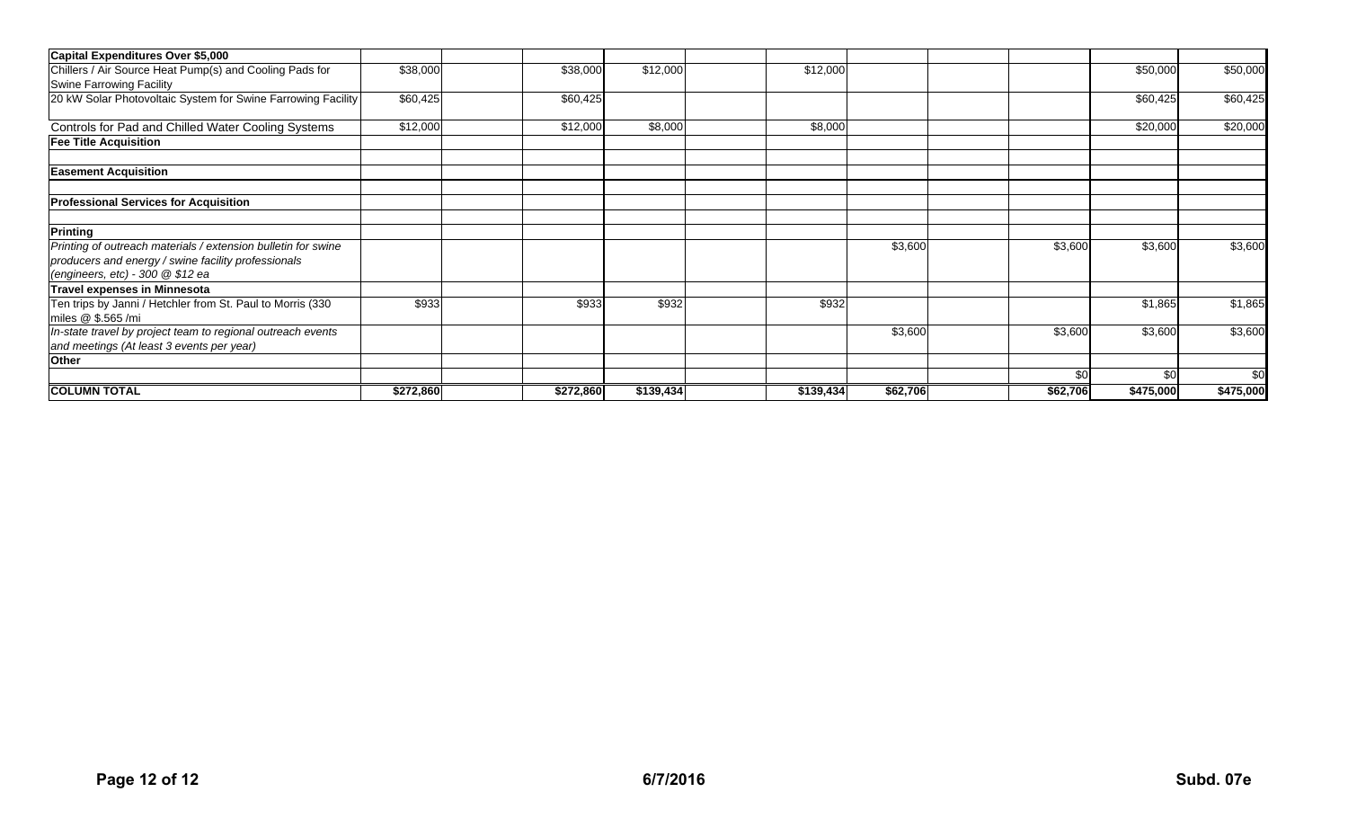| | | | | | | | | | | | |
|---|---|---|---|---|---|---|---|---|---|---|---|
| **Capital Expenditures Over $5,000** | | | | | | | | | | | |
| Chillers / Air Source Heat Pump(s) and Cooling Pads for Swine Farrowing Facility | $38,000 | | $38,000 | $12,000 | | $12,000 | | | | $50,000 | $50,000 |
| 20 kW Solar Photovoltaic System for Swine Farrowing Facility | $60,425 | | $60,425 | | | | | | | $60,425 | $60,425 |
| Controls for Pad and Chilled Water Cooling Systems | $12,000 | | $12,000 | $8,000 | | $8,000 | | | | $20,000 | $20,000 |
| **Fee Title Acquisition** | | | | | | | | | | | |
| | | | | | | | | | | | |
| **Easement Acquisition** | | | | | | | | | | | |
| | | | | | | | | | | | |
| **Professional Services for Acquisition** | | | | | | | | | | | |
| | | | | | | | | | | | |
| **Printing** | | | | | | | | | | | |
| *Printing of outreach materials / extension bulletin for swine producers and energy / swine facility professionals (engineers, etc) - 300 @ $12 ea* | | | | | | | $3,600 | | $3,600 | $3,600 | $3,600 |
| **Travel expenses in Minnesota** | | | | | | | | | | | |
| Ten trips by Janni / Hetchler from St. Paul to Morris (330 miles @ $.565 /mi | $933 | | $933 | $932 | | $932 | | | | $1,865 | $1,865 |
| *In-state travel by project team to regional outreach events and meetings (At least 3 events per year)* | | | | | | | $3,600 | | $3,600 | $3,600 | $3,600 |
| **Other** | | | | | | | | | | | |
| | | | | | | | | | $0 | $0 | $0 |
| **COLUMN TOTAL** | **$272,860** | | **$272,860** | **$139,434** | | **$139,434** | **$62,706** | | **$62,706** | **$475,000** | **$475,000** |

6/7/2016

Subd. 07e